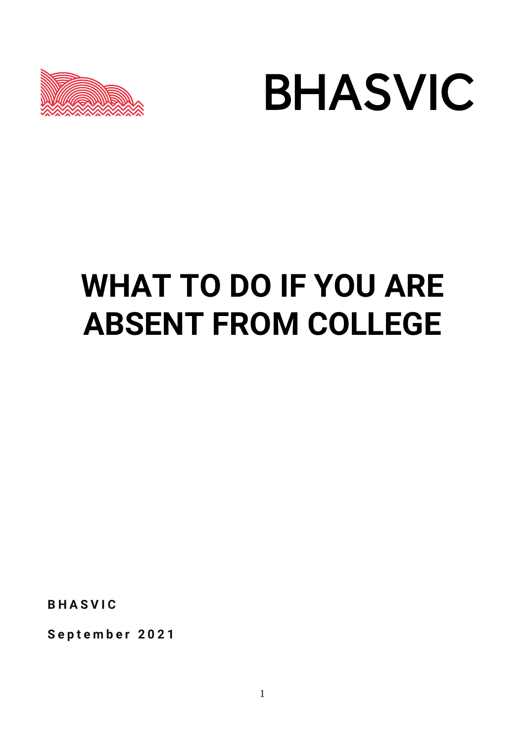BHASVIC

# WHAT TO DO IF YOU ARE ABSENT FROM COLLEGE

**BHASVIC**

**September 2021**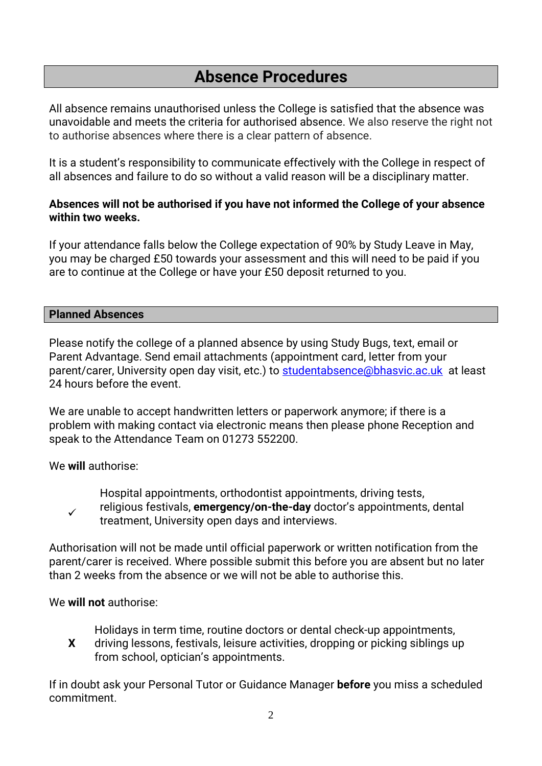# Absence Procedures

All absence remains unauthorised unless the College is satisfied that the absence was unavoidable and meets the criteria for authorised absence. We also reserve the right not to authorise absences where there is a clear pattern of absence.

It is a student's responsibility to communicate effectively with the College in respect of all absences and failure to do so without a valid reason will be a disciplinary matter.

**Absences will not be authorised if you have not informed the College of your absence within two weeks.**

If your attendance falls below the College expectation of 90% by Study Leave in May, you may be charged £50 towards your assessment and this will need to be paid if you are to continue at the College or have your £50 deposit returned to you.

## Planned Absences

Please notify the college of a planned absence by using Study Bugs, text, email or Parent Advantage. Send email attachments (appointment card, letter from your parent/carer, University open day visit, etc.) to studentabsence@bhasvic.ac.uk at least 24 hours before the event.

We are unable to accept handwritten letters or paperwork anymore; if there is a problem with making contact via electronic means then please phone Reception and speak to the Attendance Team on 01273 552200.

We **will** authorise:

✓ Hospital appointments, orthodontist appointments, driving tests, religious festivals, **emergency/on-the-day** doctor's appointments, dental treatment, University open days and interviews.

Authorisation will not be made until official paperwork or written notification from the parent/carer is received. Where possible submit this before you are absent but no later than 2 weeks from the absence or we will not be able to authorise this.

We **will not** authorise:

**X** Holidays in term time, routine doctors or dental check-up appointments, driving lessons, festivals, leisure activities, dropping or picking siblings up from school, optician's appointments.

If in doubt ask your Personal Tutor or Guidance Manager **before** you miss a scheduled commitment.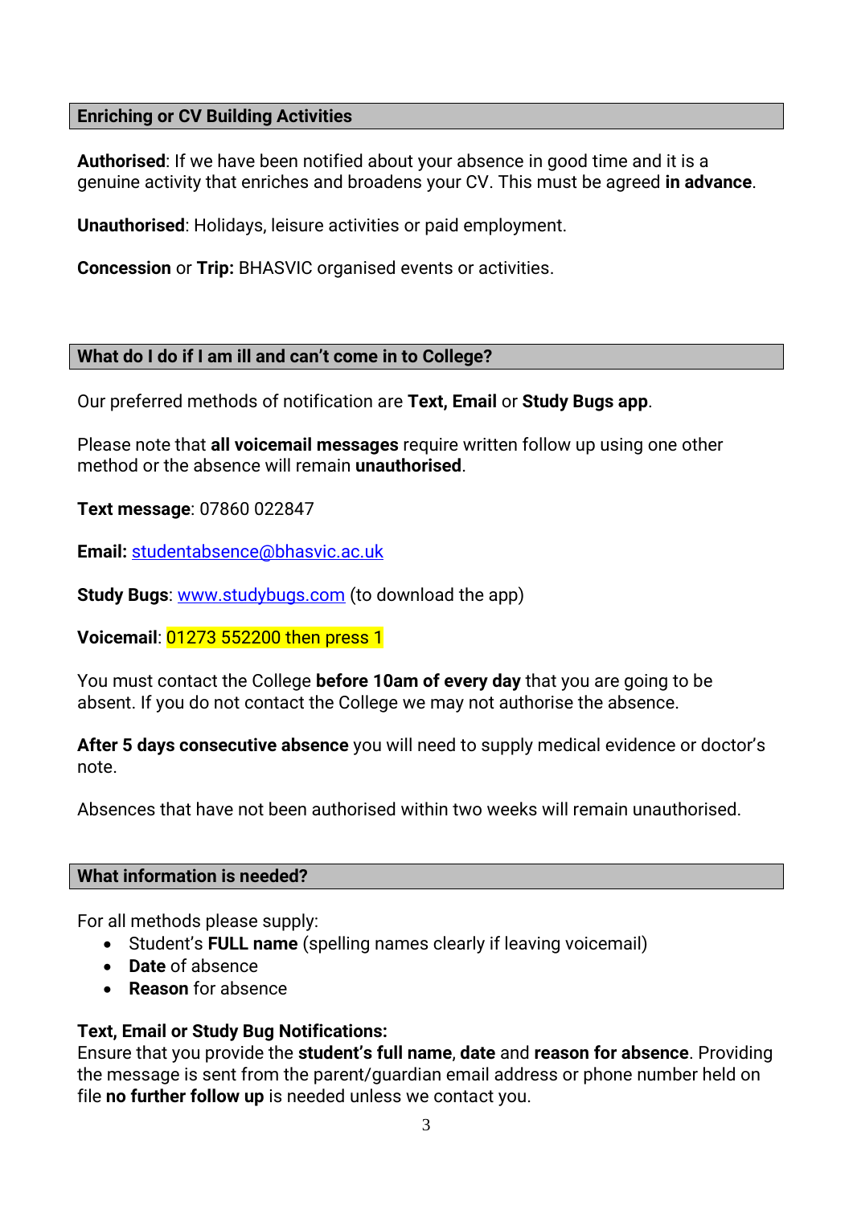## Enriching or CV Building Activities

**Authorised**: If we have been notified about your absence in good time and it is a genuine activity that enriches and broadens your CV. This must be agreed **in advance**.

**Unauthorised**: Holidays, leisure activities or paid employment.

**Concession** or **Trip:** BHASVIC organised events or activities.

## What do I do if I am ill and can't come in to College?

Our preferred methods of notification are **Text, Email** or **Study Bugs app**.

Please note that **all voicemail messages** require written follow up using one other method or the absence will remain **unauthorised**.

**Text message**: 07860 022847

**Email:** studentabsence@bhasvic.ac.uk

**Study Bugs**: www.studybugs.com (to download the app)

**Voicemail**: 01273 552200 then press 1

You must contact the College **before 10am of every day** that you are going to be absent. If you do not contact the College we may not authorise the absence.

**After 5 days consecutive absence** you will need to supply medical evidence or doctor's note.

Absences that have not been authorised within two weeks will remain unauthorised.

## What information is needed?

For all methods please supply:

- Student's **FULL name** (spelling names clearly if leaving voicemail)
- **Date** of absence
- **Reason** for absence

**Text, Email or Study Bug Notifications:**
Ensure that you provide the **student's full name**, **date** and **reason for absence**. Providing the message is sent from the parent/guardian email address or phone number held on file **no further follow up** is needed unless we contact you.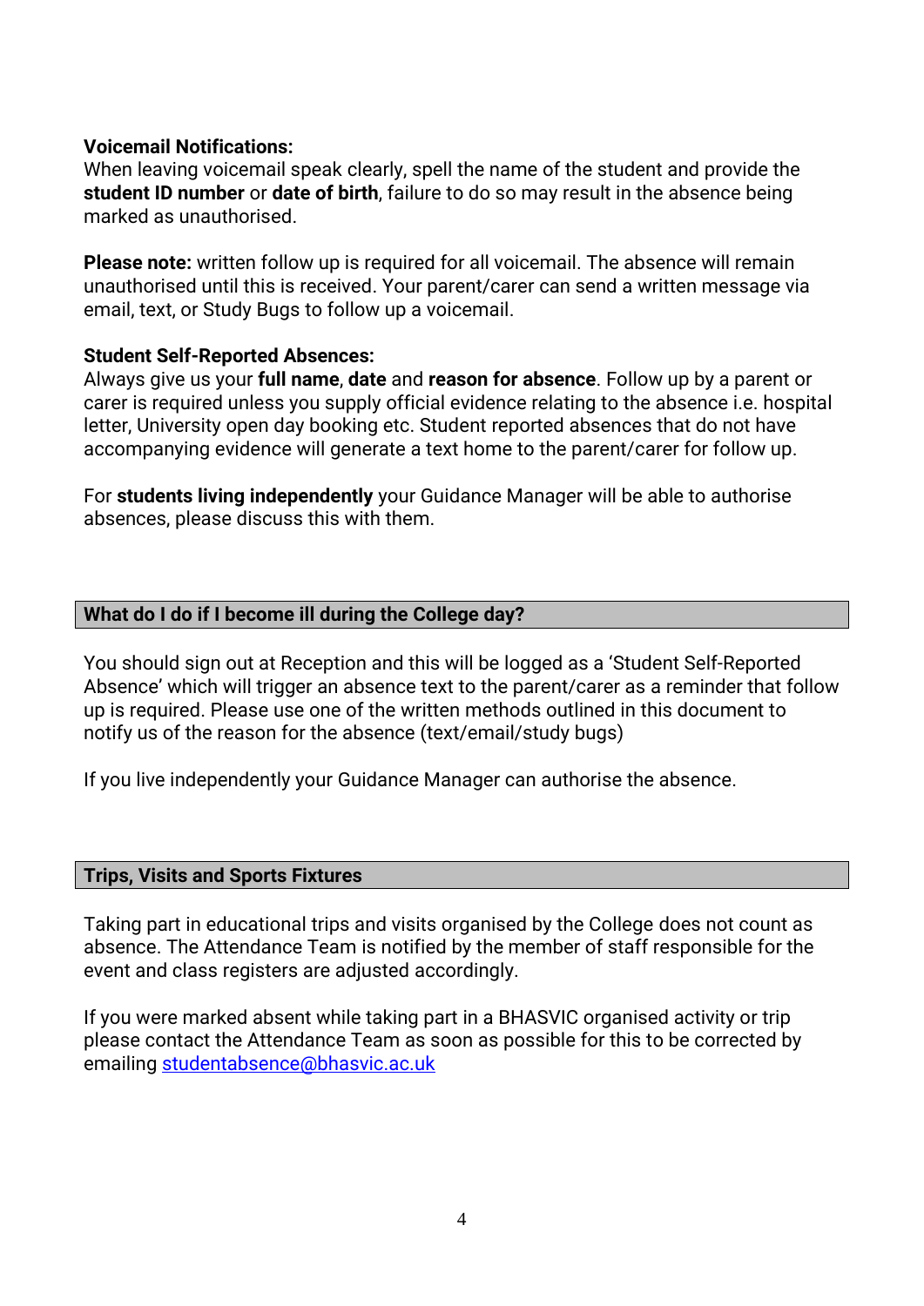**Voicemail Notifications:**
When leaving voicemail speak clearly, spell the name of the student and provide the **student ID number** or **date of birth**, failure to do so may result in the absence being marked as unauthorised.

**Please note:** written follow up is required for all voicemail. The absence will remain unauthorised until this is received. Your parent/carer can send a written message via email, text, or Study Bugs to follow up a voicemail.

**Student Self-Reported Absences:**
Always give us your **full name**, **date** and **reason for absence**. Follow up by a parent or carer is required unless you supply official evidence relating to the absence i.e. hospital letter, University open day booking etc. Student reported absences that do not have accompanying evidence will generate a text home to the parent/carer for follow up.

For **students living independently** your Guidance Manager will be able to authorise absences, please discuss this with them.

## What do I do if I become ill during the College day?

You should sign out at Reception and this will be logged as a 'Student Self-Reported Absence' which will trigger an absence text to the parent/carer as a reminder that follow up is required. Please use one of the written methods outlined in this document to notify us of the reason for the absence (text/email/study bugs)

If you live independently your Guidance Manager can authorise the absence.

## Trips, Visits and Sports Fixtures

Taking part in educational trips and visits organised by the College does not count as absence. The Attendance Team is notified by the member of staff responsible for the event and class registers are adjusted accordingly.

If you were marked absent while taking part in a BHASVIC organised activity or trip please contact the Attendance Team as soon as possible for this to be corrected by emailing studentabsence@bhasvic.ac.uk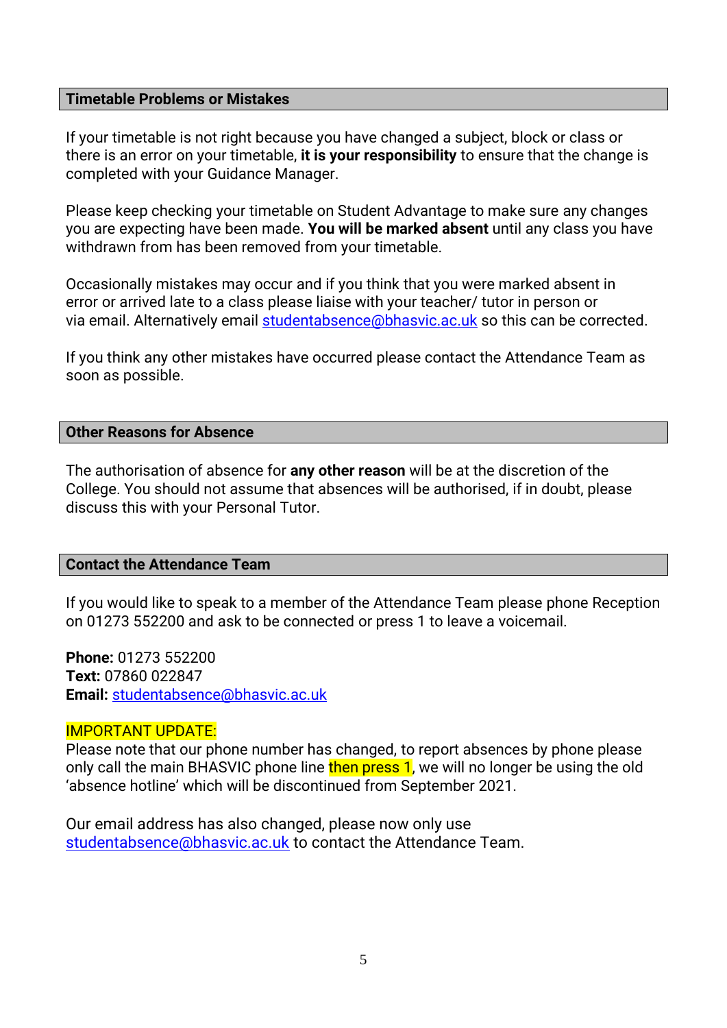## Timetable Problems or Mistakes

If your timetable is not right because you have changed a subject, block or class or there is an error on your timetable, **it is your responsibility** to ensure that the change is completed with your Guidance Manager.

Please keep checking your timetable on Student Advantage to make sure any changes you are expecting have been made. **You will be marked absent** until any class you have withdrawn from has been removed from your timetable.

Occasionally mistakes may occur and if you think that you were marked absent in error or arrived late to a class please liaise with your teacher/ tutor in person or via email. Alternatively email studentabsence@bhasvic.ac.uk so this can be corrected.

If you think any other mistakes have occurred please contact the Attendance Team as soon as possible.

## Other Reasons for Absence

The authorisation of absence for **any other reason** will be at the discretion of the College. You should not assume that absences will be authorised, if in doubt, please discuss this with your Personal Tutor.

## Contact the Attendance Team

If you would like to speak to a member of the Attendance Team please phone Reception on 01273 552200 and ask to be connected or press 1 to leave a voicemail.

**Phone:** 01273 552200
**Text:** 07860 022847
**Email:** studentabsence@bhasvic.ac.uk

IMPORTANT UPDATE:
Please note that our phone number has changed, to report absences by phone please only call the main BHASVIC phone line then press 1, we will no longer be using the old 'absence hotline' which will be discontinued from September 2021.

Our email address has also changed, please now only use studentabsence@bhasvic.ac.uk to contact the Attendance Team.